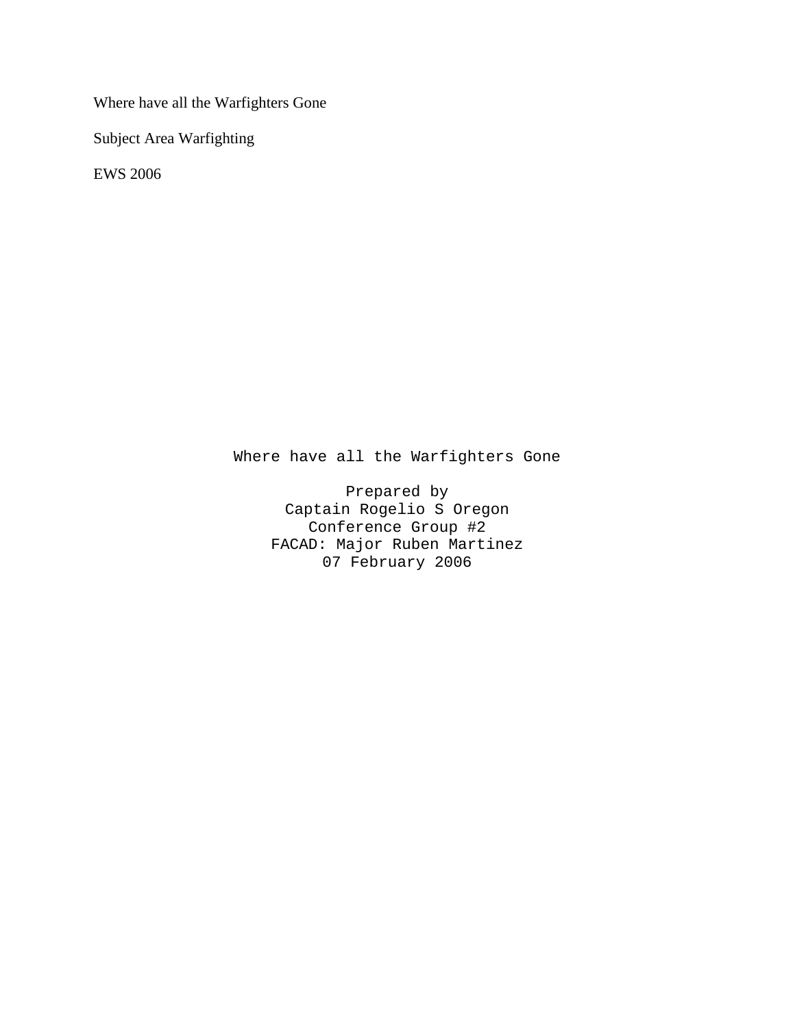Where have all the Warfighters Gone

Subject Area Warfighting

EWS 2006

Where have all the Warfighters Gone

Prepared by
Captain Rogelio S Oregon
Conference Group #2
FACAD: Major Ruben Martinez
07 February 2006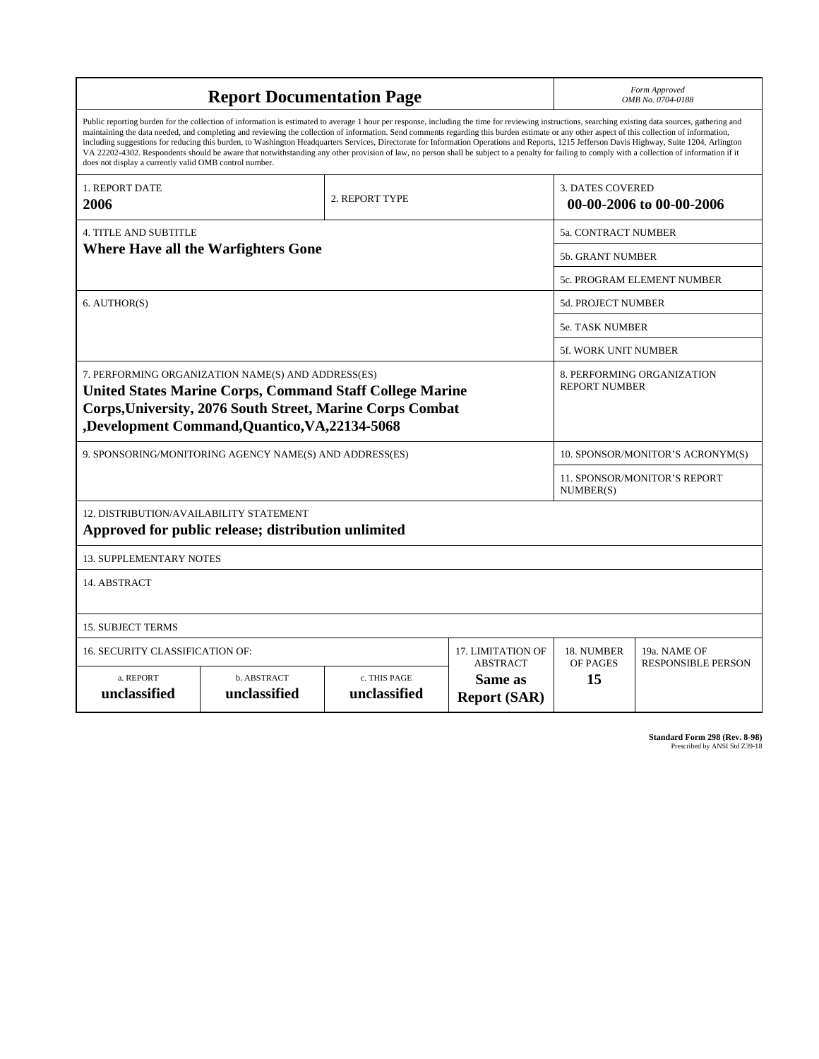# Report Documentation Page

*Form Approved*
*OMB No. 0704-0188*

Public reporting burden for the collection of information is estimated to average 1 hour per response, including the time for reviewing instructions, searching existing data sources, gathering and maintaining the data needed, and completing and reviewing the collection of information. Send comments regarding this burden estimate or any other aspect of this collection of information, including suggestions for reducing this burden, to Washington Headquarters Services, Directorate for Information Operations and Reports, 1215 Jefferson Davis Highway, Suite 1204, Arlington VA 22202-4302. Respondents should be aware that notwithstanding any other provision of law, no person shall be subject to a penalty for failing to comply with a collection of information if it does not display a currently valid OMB control number.

| 1. REPORT DATE | 2. REPORT TYPE | 3. DATES COVERED |
|---|---|---|
| **2006** | | **00-00-2006 to 00-00-2006** |

| 4. TITLE AND SUBTITLE | 5a. CONTRACT NUMBER |
|---|---|
| **Where Have all the Warfighters Gone** | 5b. GRANT NUMBER |
| | 5c. PROGRAM ELEMENT NUMBER |

| 6. AUTHOR(S) | 5d. PROJECT NUMBER |
|---|---|
| | 5e. TASK NUMBER |
| | 5f. WORK UNIT NUMBER |

| 7. PERFORMING ORGANIZATION NAME(S) AND ADDRESS(ES) | 8. PERFORMING ORGANIZATION REPORT NUMBER |
|---|---|
| **United States Marine Corps, Command Staff College Marine Corps,University, 2076 South Street, Marine Corps Combat ,Development Command,Quantico,VA,22134-5068** | |

| 9. SPONSORING/MONITORING AGENCY NAME(S) AND ADDRESS(ES) | 10. SPONSOR/MONITOR'S ACRONYM(S) |
|---|---|
| | 11. SPONSOR/MONITOR'S REPORT NUMBER(S) |

12. DISTRIBUTION/AVAILABILITY STATEMENT
**Approved for public release; distribution unlimited**

13. SUPPLEMENTARY NOTES

14. ABSTRACT

15. SUBJECT TERMS

| 16. SECURITY CLASSIFICATION OF: | | | 17. LIMITATION OF ABSTRACT | 18. NUMBER OF PAGES | 19a. NAME OF RESPONSIBLE PERSON |
|---|---|---|---|---|---|
| a. REPORT | b. ABSTRACT | c. THIS PAGE | | | |
| **unclassified** | **unclassified** | **unclassified** | **Same as Report (SAR)** | **15** | |

**Standard Form 298 (Rev. 8-98)**
Prescribed by ANSI Std Z39-18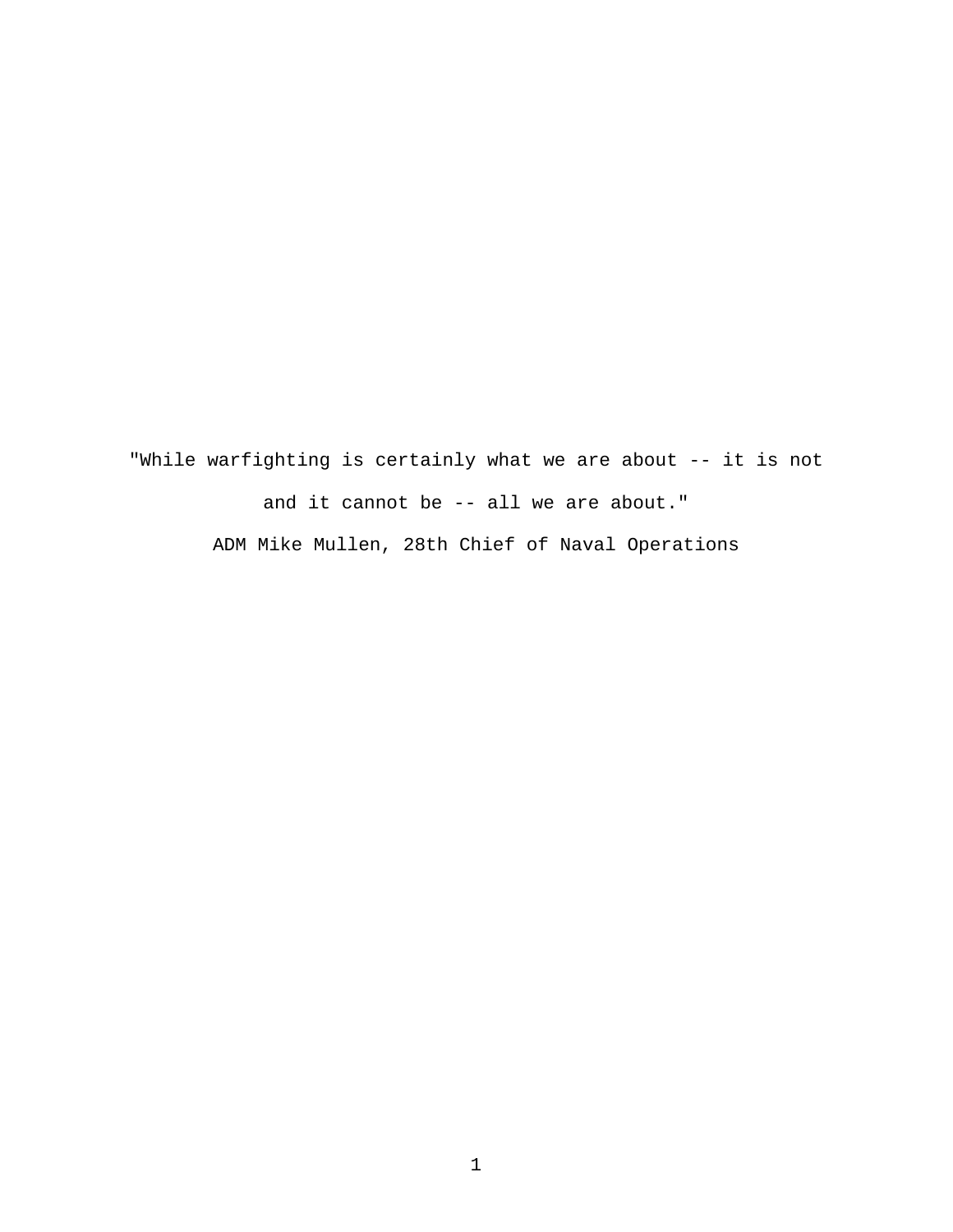"While warfighting is certainly what we are about -- it is not and it cannot be -- all we are about."

ADM Mike Mullen, 28th Chief of Naval Operations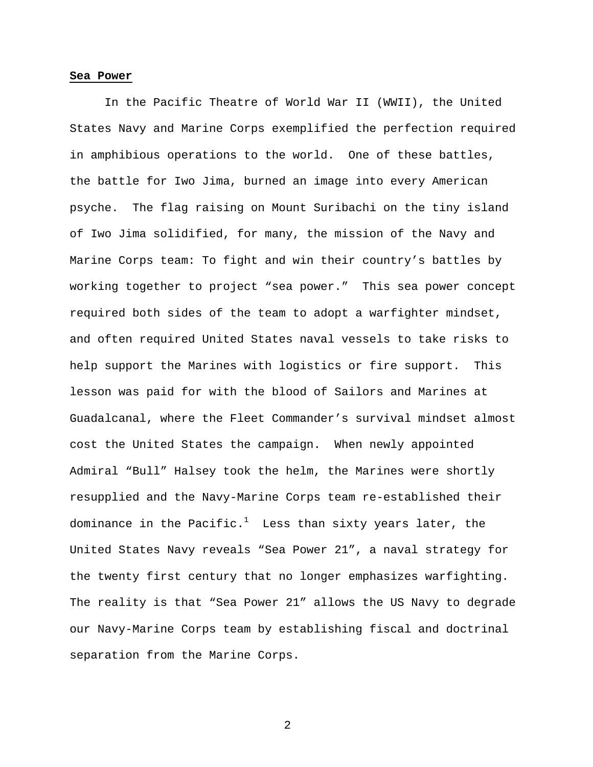**Sea Power**

In the Pacific Theatre of World War II (WWII), the United States Navy and Marine Corps exemplified the perfection required in amphibious operations to the world. One of these battles, the battle for Iwo Jima, burned an image into every American psyche. The flag raising on Mount Suribachi on the tiny island of Iwo Jima solidified, for many, the mission of the Navy and Marine Corps team: To fight and win their country's battles by working together to project "sea power." This sea power concept required both sides of the team to adopt a warfighter mindset, and often required United States naval vessels to take risks to help support the Marines with logistics or fire support. This lesson was paid for with the blood of Sailors and Marines at Guadalcanal, where the Fleet Commander's survival mindset almost cost the United States the campaign. When newly appointed Admiral "Bull" Halsey took the helm, the Marines were shortly resupplied and the Navy-Marine Corps team re-established their dominance in the Pacific.[1] Less than sixty years later, the United States Navy reveals "Sea Power 21", a naval strategy for the twenty first century that no longer emphasizes warfighting. The reality is that "Sea Power 21" allows the US Navy to degrade our Navy-Marine Corps team by establishing fiscal and doctrinal separation from the Marine Corps.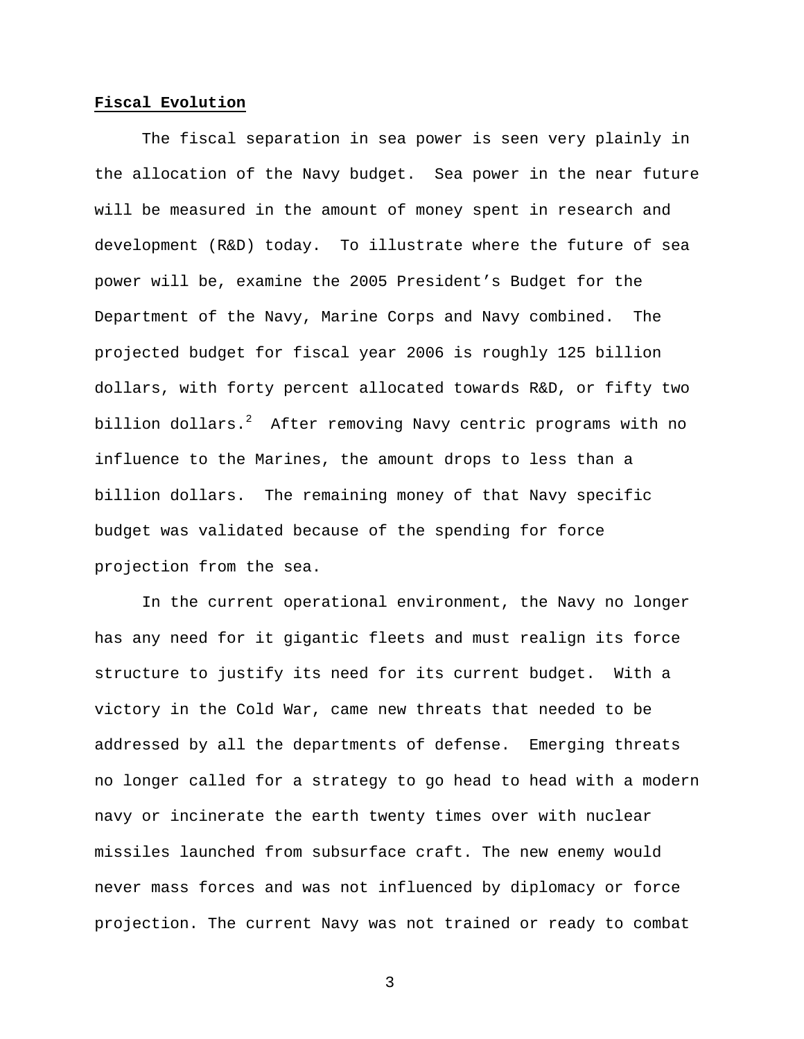**Fiscal Evolution**

The fiscal separation in sea power is seen very plainly in the allocation of the Navy budget. Sea power in the near future will be measured in the amount of money spent in research and development (R&D) today. To illustrate where the future of sea power will be, examine the 2005 President's Budget for the Department of the Navy, Marine Corps and Navy combined. The projected budget for fiscal year 2006 is roughly 125 billion dollars, with forty percent allocated towards R&D, or fifty two billion dollars.[2] After removing Navy centric programs with no influence to the Marines, the amount drops to less than a billion dollars. The remaining money of that Navy specific budget was validated because of the spending for force projection from the sea.

In the current operational environment, the Navy no longer has any need for it gigantic fleets and must realign its force structure to justify its need for its current budget. With a victory in the Cold War, came new threats that needed to be addressed by all the departments of defense. Emerging threats no longer called for a strategy to go head to head with a modern navy or incinerate the earth twenty times over with nuclear missiles launched from subsurface craft. The new enemy would never mass forces and was not influenced by diplomacy or force projection. The current Navy was not trained or ready to combat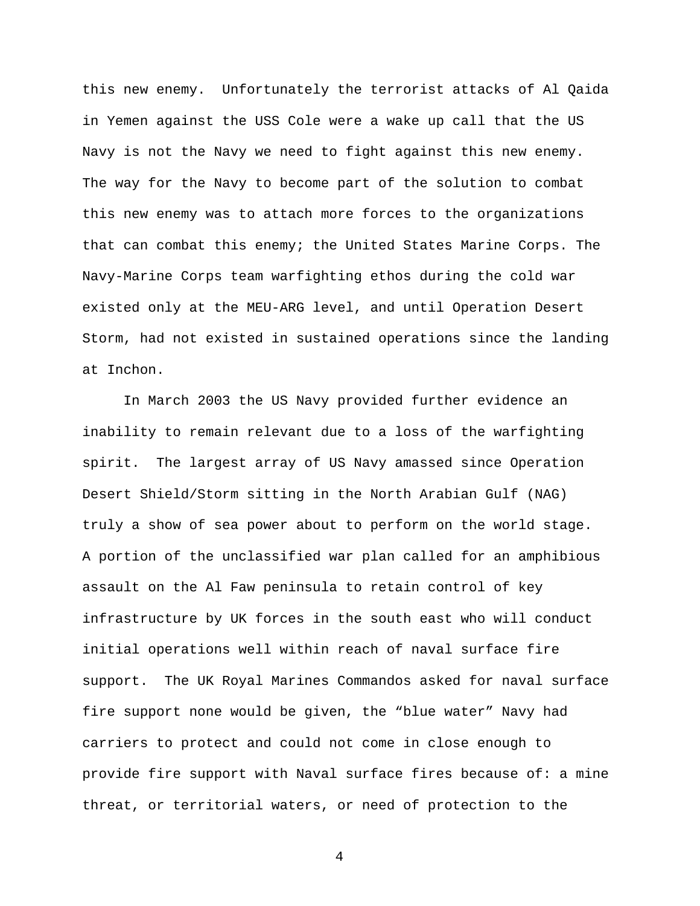this new enemy.  Unfortunately the terrorist attacks of Al Qaida in Yemen against the USS Cole were a wake up call that the US Navy is not the Navy we need to fight against this new enemy. The way for the Navy to become part of the solution to combat this new enemy was to attach more forces to the organizations that can combat this enemy; the United States Marine Corps. The Navy-Marine Corps team warfighting ethos during the cold war existed only at the MEU-ARG level, and until Operation Desert Storm, had not existed in sustained operations since the landing at Inchon.

In March 2003 the US Navy provided further evidence an inability to remain relevant due to a loss of the warfighting spirit.  The largest array of US Navy amassed since Operation Desert Shield/Storm sitting in the North Arabian Gulf (NAG) truly a show of sea power about to perform on the world stage. A portion of the unclassified war plan called for an amphibious assault on the Al Faw peninsula to retain control of key infrastructure by UK forces in the south east who will conduct initial operations well within reach of naval surface fire support.  The UK Royal Marines Commandos asked for naval surface fire support none would be given, the “blue water” Navy had carriers to protect and could not come in close enough to provide fire support with Naval surface fires because of: a mine threat, or territorial waters, or need of protection to the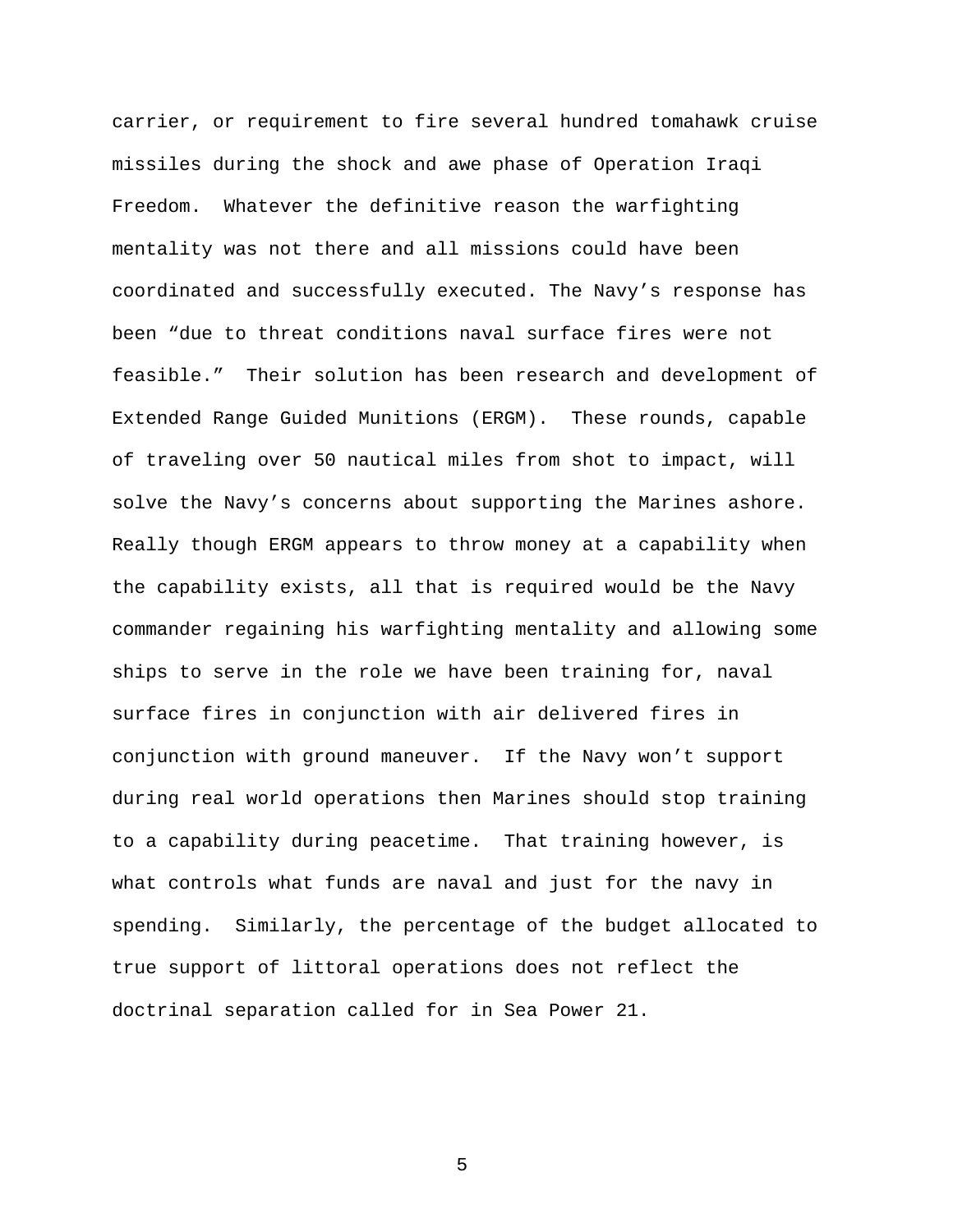carrier, or requirement to fire several hundred tomahawk cruise missiles during the shock and awe phase of Operation Iraqi Freedom.  Whatever the definitive reason the warfighting mentality was not there and all missions could have been coordinated and successfully executed. The Navy's response has been "due to threat conditions naval surface fires were not feasible."  Their solution has been research and development of Extended Range Guided Munitions (ERGM).  These rounds, capable of traveling over 50 nautical miles from shot to impact, will solve the Navy's concerns about supporting the Marines ashore.  Really though ERGM appears to throw money at a capability when the capability exists, all that is required would be the Navy commander regaining his warfighting mentality and allowing some ships to serve in the role we have been training for, naval surface fires in conjunction with air delivered fires in conjunction with ground maneuver.  If the Navy won't support during real world operations then Marines should stop training to a capability during peacetime.  That training however, is what controls what funds are naval and just for the navy in spending.  Similarly, the percentage of the budget allocated to true support of littoral operations does not reflect the doctrinal separation called for in Sea Power 21.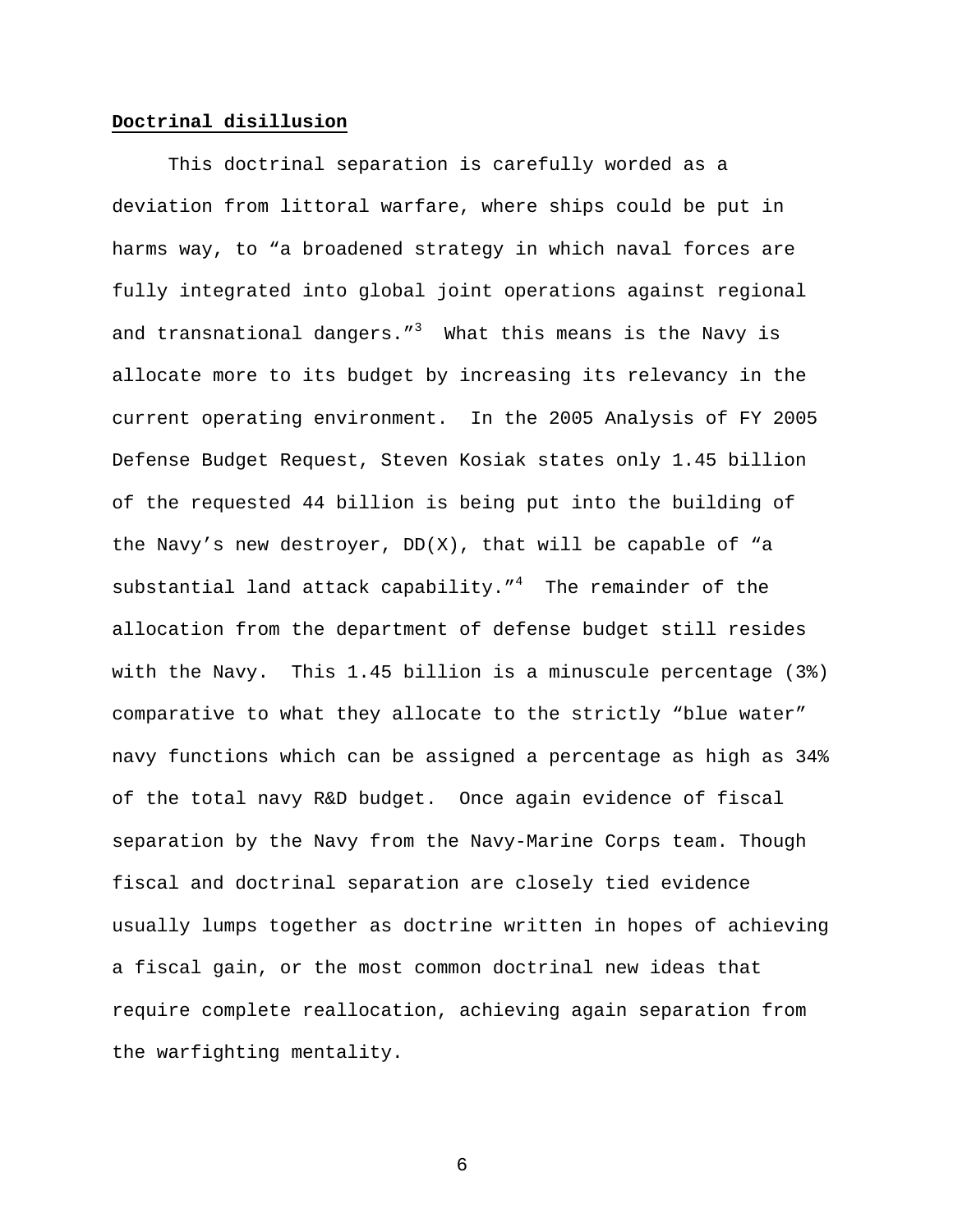**Doctrinal disillusion**

This doctrinal separation is carefully worded as a deviation from littoral warfare, where ships could be put in harms way, to "a broadened strategy in which naval forces are fully integrated into global joint operations against regional and transnational dangers."[3] What this means is the Navy is allocate more to its budget by increasing its relevancy in the current operating environment. In the 2005 Analysis of FY 2005 Defense Budget Request, Steven Kosiak states only 1.45 billion of the requested 44 billion is being put into the building of the Navy's new destroyer, DD(X), that will be capable of "a substantial land attack capability."[4] The remainder of the allocation from the department of defense budget still resides with the Navy. This 1.45 billion is a minuscule percentage (3%) comparative to what they allocate to the strictly "blue water" navy functions which can be assigned a percentage as high as 34% of the total navy R&D budget. Once again evidence of fiscal separation by the Navy from the Navy-Marine Corps team. Though fiscal and doctrinal separation are closely tied evidence usually lumps together as doctrine written in hopes of achieving a fiscal gain, or the most common doctrinal new ideas that require complete reallocation, achieving again separation from the warfighting mentality.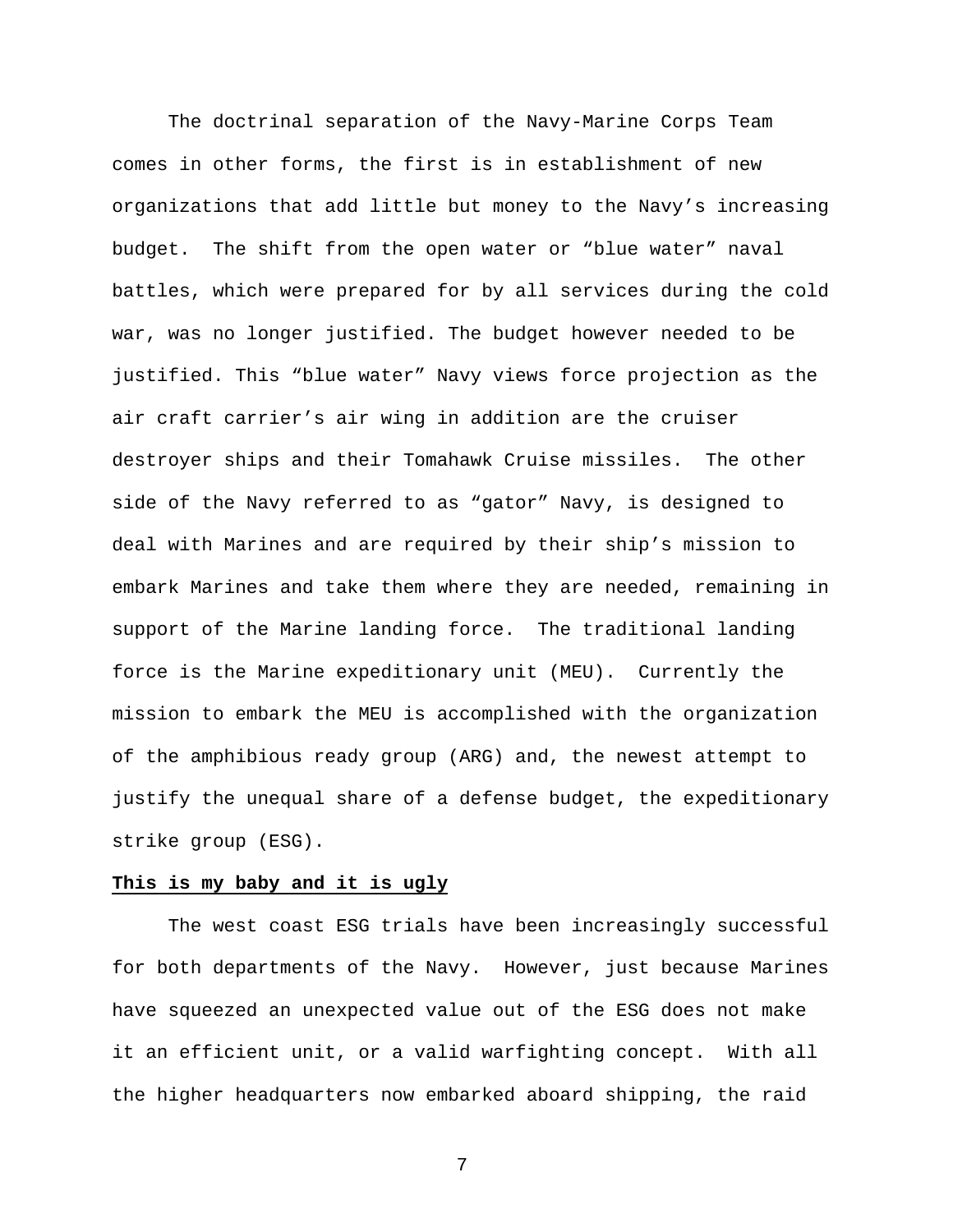The doctrinal separation of the Navy-Marine Corps Team comes in other forms, the first is in establishment of new organizations that add little but money to the Navy's increasing budget. The shift from the open water or "blue water" naval battles, which were prepared for by all services during the cold war, was no longer justified. The budget however needed to be justified. This "blue water" Navy views force projection as the air craft carrier's air wing in addition are the cruiser destroyer ships and their Tomahawk Cruise missiles. The other side of the Navy referred to as "gator" Navy, is designed to deal with Marines and are required by their ship's mission to embark Marines and take them where they are needed, remaining in support of the Marine landing force. The traditional landing force is the Marine expeditionary unit (MEU). Currently the mission to embark the MEU is accomplished with the organization of the amphibious ready group (ARG) and, the newest attempt to justify the unequal share of a defense budget, the expeditionary strike group (ESG).

**<u>This is my baby and it is ugly</u>**

The west coast ESG trials have been increasingly successful for both departments of the Navy. However, just because Marines have squeezed an unexpected value out of the ESG does not make it an efficient unit, or a valid warfighting concept. With all the higher headquarters now embarked aboard shipping, the raid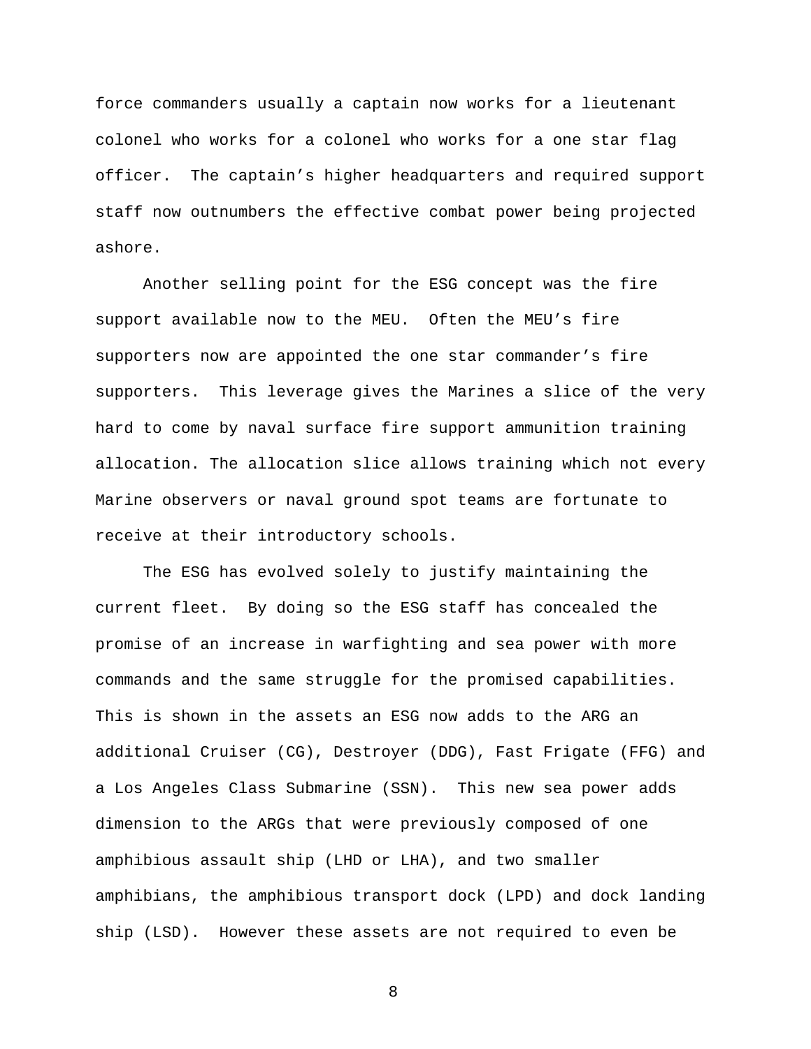force commanders usually a captain now works for a lieutenant colonel who works for a colonel who works for a one star flag officer. The captain's higher headquarters and required support staff now outnumbers the effective combat power being projected ashore.

Another selling point for the ESG concept was the fire support available now to the MEU. Often the MEU's fire supporters now are appointed the one star commander's fire supporters. This leverage gives the Marines a slice of the very hard to come by naval surface fire support ammunition training allocation. The allocation slice allows training which not every Marine observers or naval ground spot teams are fortunate to receive at their introductory schools.

The ESG has evolved solely to justify maintaining the current fleet. By doing so the ESG staff has concealed the promise of an increase in warfighting and sea power with more commands and the same struggle for the promised capabilities. This is shown in the assets an ESG now adds to the ARG an additional Cruiser (CG), Destroyer (DDG), Fast Frigate (FFG) and a Los Angeles Class Submarine (SSN). This new sea power adds dimension to the ARGs that were previously composed of one amphibious assault ship (LHD or LHA), and two smaller amphibians, the amphibious transport dock (LPD) and dock landing ship (LSD). However these assets are not required to even be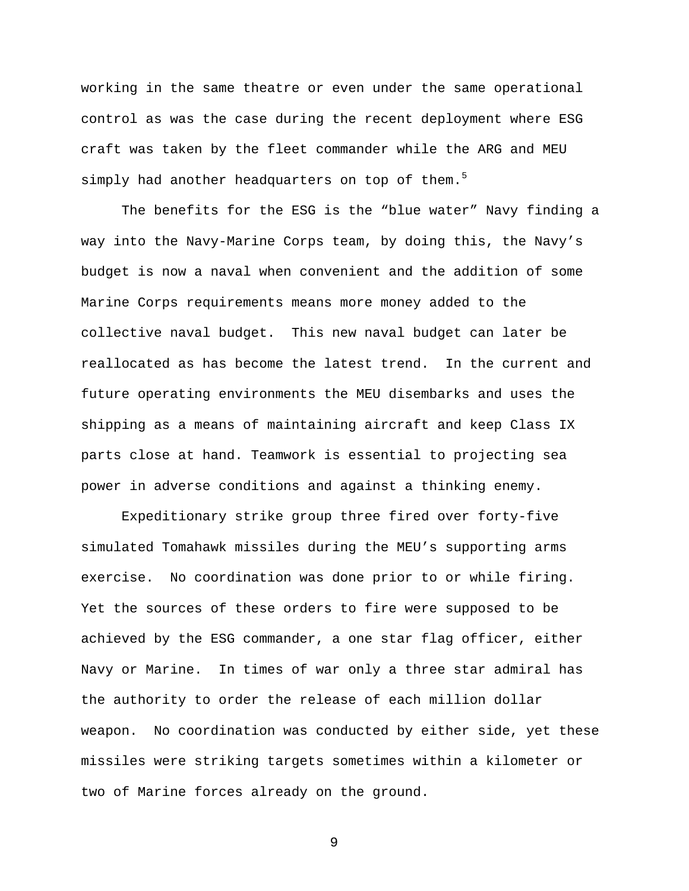working in the same theatre or even under the same operational control as was the case during the recent deployment where ESG craft was taken by the fleet commander while the ARG and MEU simply had another headquarters on top of them.[5]

The benefits for the ESG is the “blue water” Navy finding a way into the Navy-Marine Corps team, by doing this, the Navy’s budget is now a naval when convenient and the addition of some Marine Corps requirements means more money added to the collective naval budget. This new naval budget can later be reallocated as has become the latest trend. In the current and future operating environments the MEU disembarks and uses the shipping as a means of maintaining aircraft and keep Class IX parts close at hand. Teamwork is essential to projecting sea power in adverse conditions and against a thinking enemy.

Expeditionary strike group three fired over forty-five simulated Tomahawk missiles during the MEU’s supporting arms exercise. No coordination was done prior to or while firing. Yet the sources of these orders to fire were supposed to be achieved by the ESG commander, a one star flag officer, either Navy or Marine. In times of war only a three star admiral has the authority to order the release of each million dollar weapon. No coordination was conducted by either side, yet these missiles were striking targets sometimes within a kilometer or two of Marine forces already on the ground.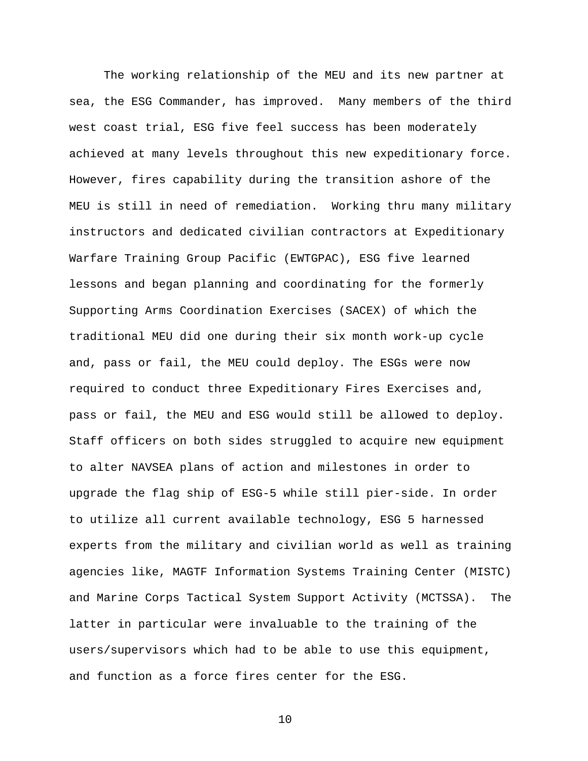The working relationship of the MEU and its new partner at sea, the ESG Commander, has improved. Many members of the third west coast trial, ESG five feel success has been moderately achieved at many levels throughout this new expeditionary force. However, fires capability during the transition ashore of the MEU is still in need of remediation. Working thru many military instructors and dedicated civilian contractors at Expeditionary Warfare Training Group Pacific (EWTGPAC), ESG five learned lessons and began planning and coordinating for the formerly Supporting Arms Coordination Exercises (SACEX) of which the traditional MEU did one during their six month work-up cycle and, pass or fail, the MEU could deploy. The ESGs were now required to conduct three Expeditionary Fires Exercises and, pass or fail, the MEU and ESG would still be allowed to deploy. Staff officers on both sides struggled to acquire new equipment to alter NAVSEA plans of action and milestones in order to upgrade the flag ship of ESG-5 while still pier-side. In order to utilize all current available technology, ESG 5 harnessed experts from the military and civilian world as well as training agencies like, MAGTF Information Systems Training Center (MISTC) and Marine Corps Tactical System Support Activity (MCTSSA). The latter in particular were invaluable to the training of the users/supervisors which had to be able to use this equipment, and function as a force fires center for the ESG.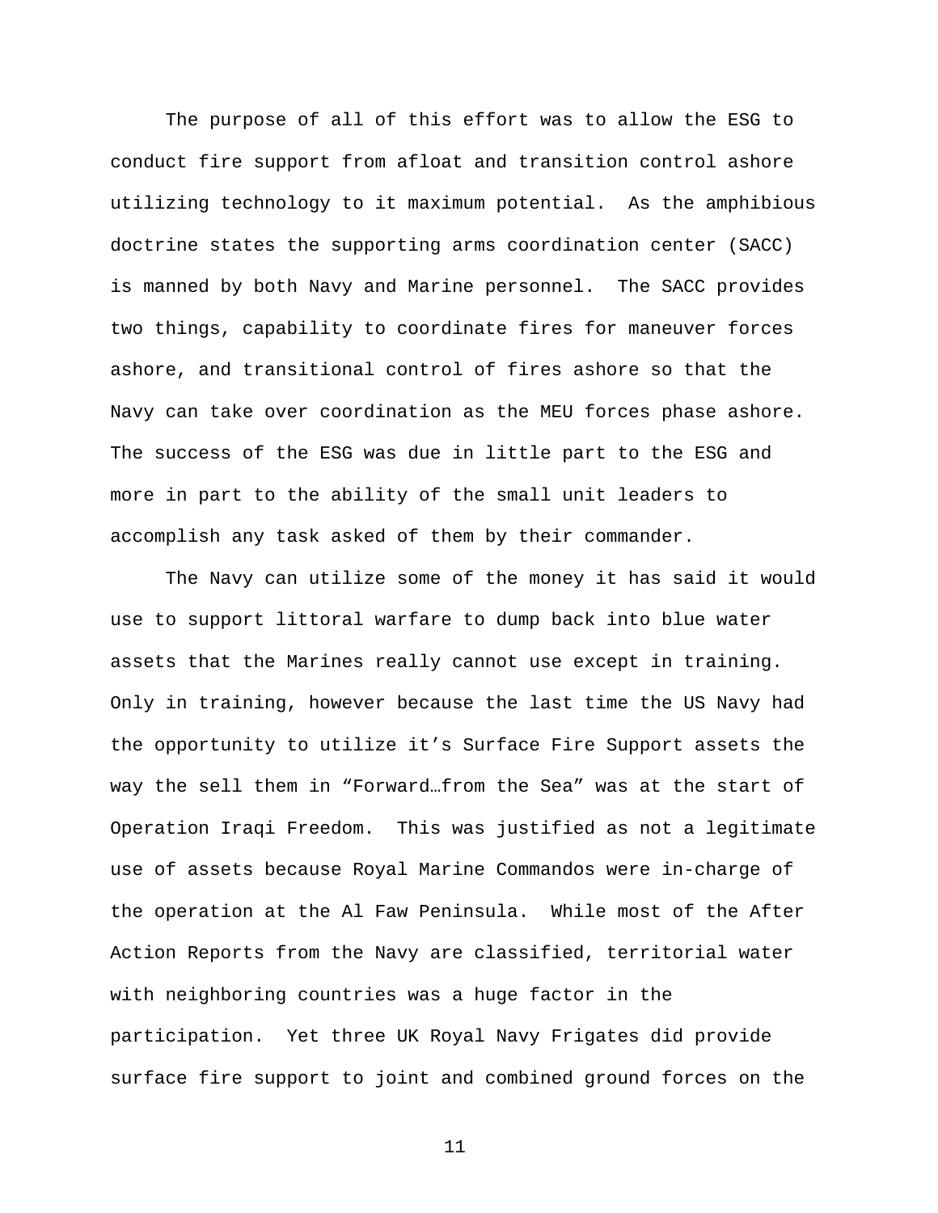The purpose of all of this effort was to allow the ESG to conduct fire support from afloat and transition control ashore utilizing technology to it maximum potential.  As the amphibious doctrine states the supporting arms coordination center (SACC) is manned by both Navy and Marine personnel.  The SACC provides two things, capability to coordinate fires for maneuver forces ashore, and transitional control of fires ashore so that the Navy can take over coordination as the MEU forces phase ashore. The success of the ESG was due in little part to the ESG and more in part to the ability of the small unit leaders to accomplish any task asked of them by their commander.

The Navy can utilize some of the money it has said it would use to support littoral warfare to dump back into blue water assets that the Marines really cannot use except in training. Only in training, however because the last time the US Navy had the opportunity to utilize it's Surface Fire Support assets the way the sell them in "Forward…from the Sea" was at the start of Operation Iraqi Freedom.  This was justified as not a legitimate use of assets because Royal Marine Commandos were in-charge of the operation at the Al Faw Peninsula.  While most of the After Action Reports from the Navy are classified, territorial water with neighboring countries was a huge factor in the participation.  Yet three UK Royal Navy Frigates did provide surface fire support to joint and combined ground forces on the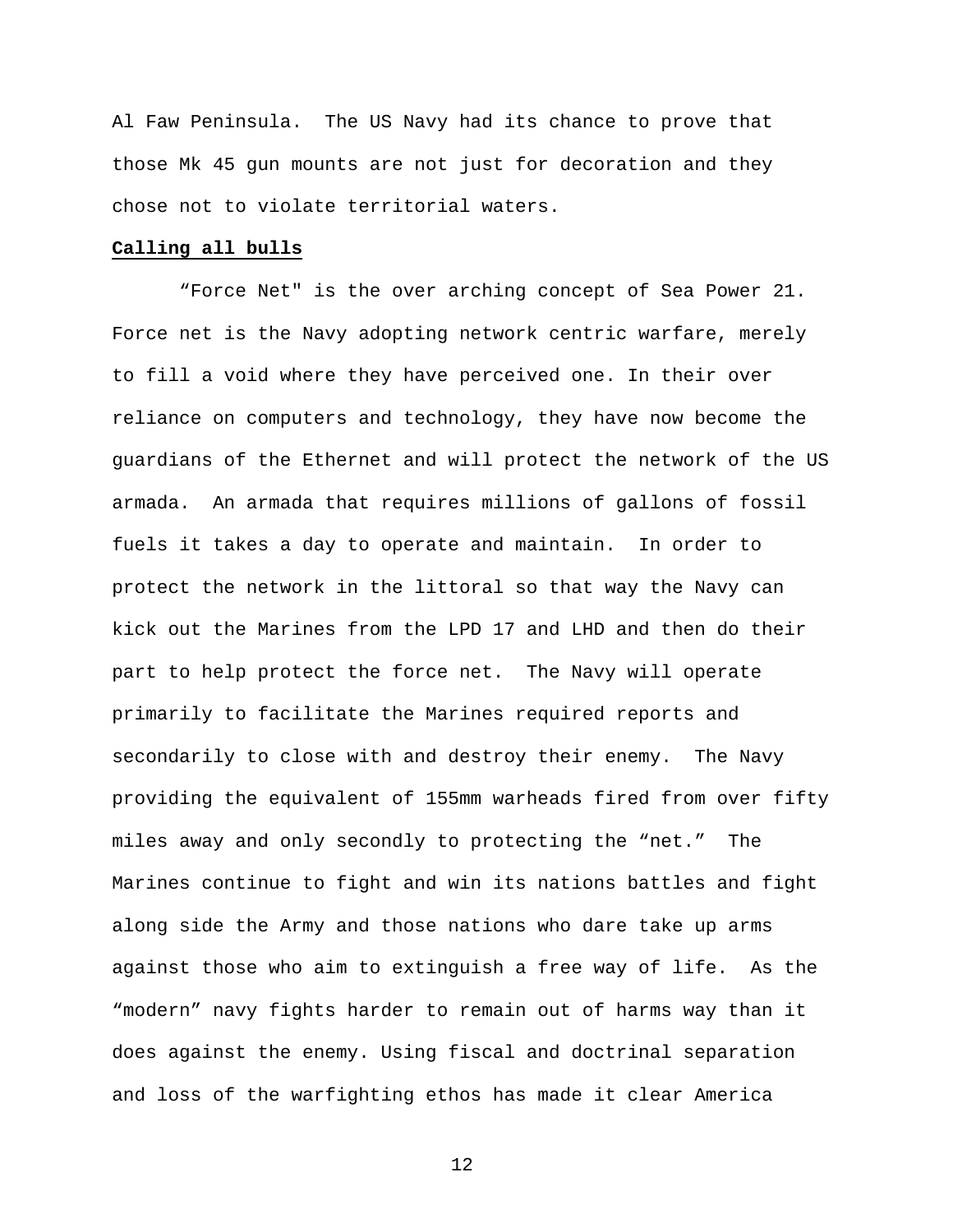Al Faw Peninsula. The US Navy had its chance to prove that those Mk 45 gun mounts are not just for decoration and they chose not to violate territorial waters.

**Calling all bulls**

"Force Net" is the over arching concept of Sea Power 21. Force net is the Navy adopting network centric warfare, merely to fill a void where they have perceived one. In their over reliance on computers and technology, they have now become the guardians of the Ethernet and will protect the network of the US armada. An armada that requires millions of gallons of fossil fuels it takes a day to operate and maintain. In order to protect the network in the littoral so that way the Navy can kick out the Marines from the LPD 17 and LHD and then do their part to help protect the force net. The Navy will operate primarily to facilitate the Marines required reports and secondarily to close with and destroy their enemy. The Navy providing the equivalent of 155mm warheads fired from over fifty miles away and only secondly to protecting the "net." The Marines continue to fight and win its nations battles and fight along side the Army and those nations who dare take up arms against those who aim to extinguish a free way of life. As the "modern" navy fights harder to remain out of harms way than it does against the enemy. Using fiscal and doctrinal separation and loss of the warfighting ethos has made it clear America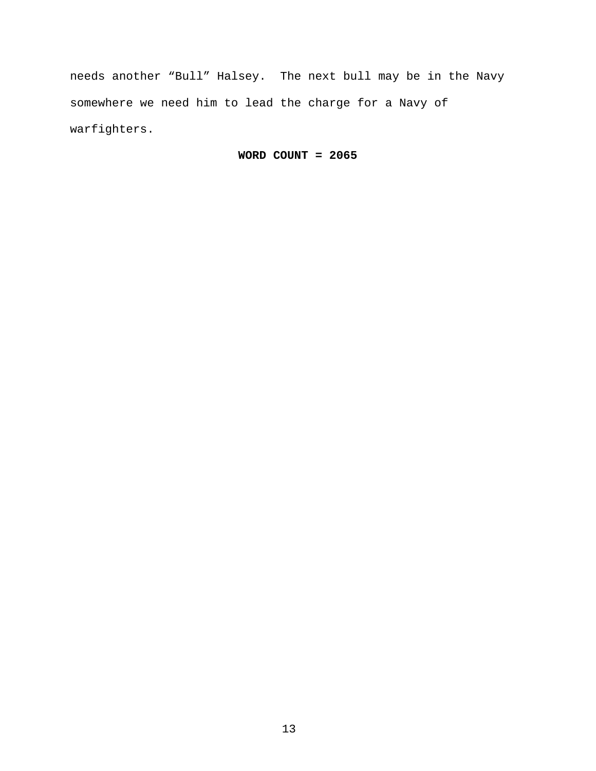needs another “Bull” Halsey. The next bull may be in the Navy somewhere we need him to lead the charge for a Navy of warfighters.

**WORD COUNT = 2065**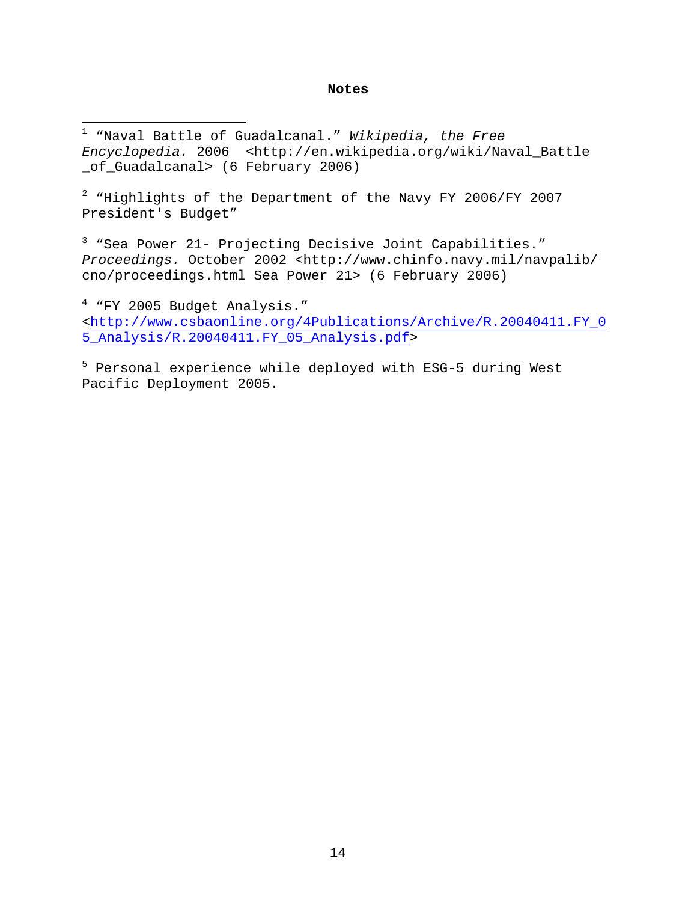**Notes**

[1] "Naval Battle of Guadalcanal." *Wikipedia, the Free Encyclopedia.* 2006 <http://en.wikipedia.org/wiki/Naval_Battle_of_Guadalcanal> (6 February 2006)

[2] "Highlights of the Department of the Navy FY 2006/FY 2007 President's Budget"

[3] "Sea Power 21- Projecting Decisive Joint Capabilities." *Proceedings.* October 2002 <http://www.chinfo.navy.mil/navpalib/cno/proceedings.html Sea Power 21> (6 February 2006)

[4] "FY 2005 Budget Analysis." <http://www.csbaonline.org/4Publications/Archive/R.20040411.FY_05_Analysis/R.20040411.FY_05_Analysis.pdf>

[5] Personal experience while deployed with ESG-5 during West Pacific Deployment 2005.